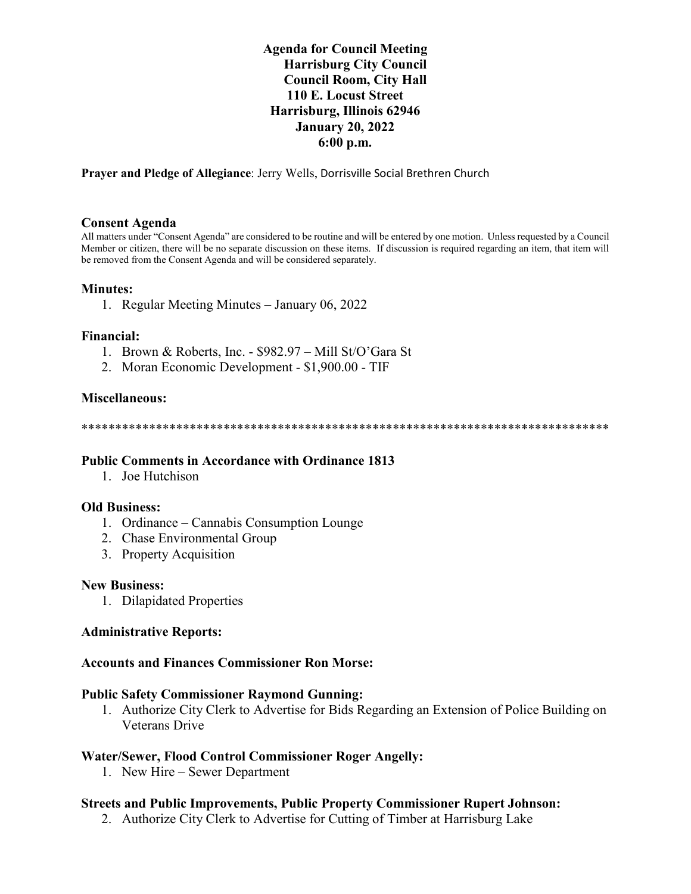# Agenda for Council Meeting
## Harrisburg City Council
## Council Room, City Hall
## 110 E. Locust Street
## Harrisburg, Illinois 62946
## January 20, 2022
## 6:00 p.m.

**Prayer and Pledge of Allegiance**: Jerry Wells, Dorrisville Social Brethren Church

### Consent Agenda

All matters under "Consent Agenda" are considered to be routine and will be entered by one motion. Unless requested by a Council Member or citizen, there will be no separate discussion on these items. If discussion is required regarding an item, that item will be removed from the Consent Agenda and will be considered separately.

### Minutes:

1. Regular Meeting Minutes – January 06, 2022

### Financial:

1. Brown & Roberts, Inc. - $982.97 – Mill St/O'Gara St
2. Moran Economic Development - $1,900.00 - TIF

### Miscellaneous:

********************************************************************************

### Public Comments in Accordance with Ordinance 1813

1. Joe Hutchison

### Old Business:

1. Ordinance – Cannabis Consumption Lounge
2. Chase Environmental Group
3. Property Acquisition

### New Business:

1. Dilapidated Properties

### Administrative Reports:

### Accounts and Finances Commissioner Ron Morse:

### Public Safety Commissioner Raymond Gunning:

1. Authorize City Clerk to Advertise for Bids Regarding an Extension of Police Building on Veterans Drive

### Water/Sewer, Flood Control Commissioner Roger Angelly:

1. New Hire – Sewer Department

### Streets and Public Improvements, Public Property Commissioner Rupert Johnson:

2. Authorize City Clerk to Advertise for Cutting of Timber at Harrisburg Lake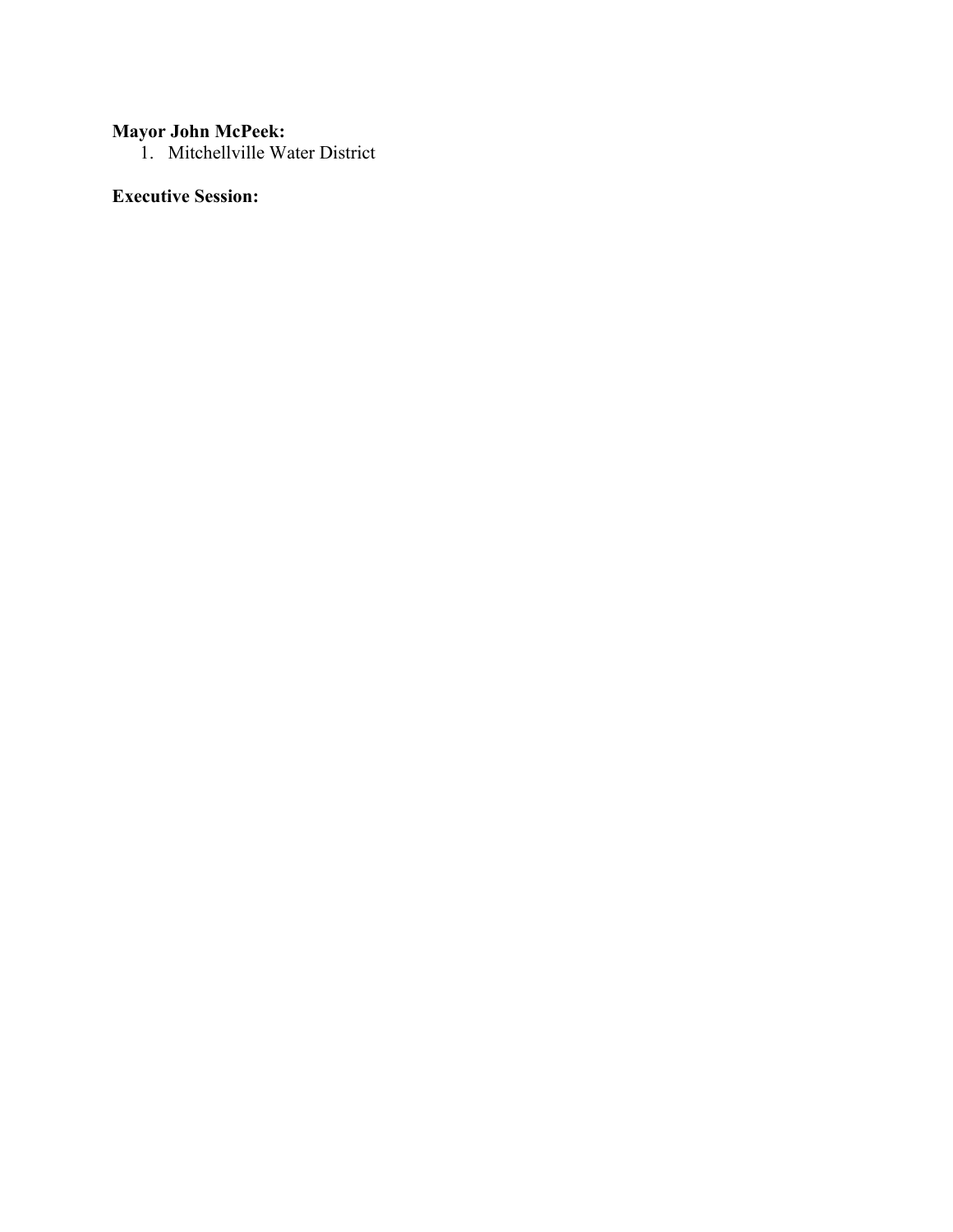**Mayor John McPeek:**

1. Mitchellville Water District

**Executive Session:**